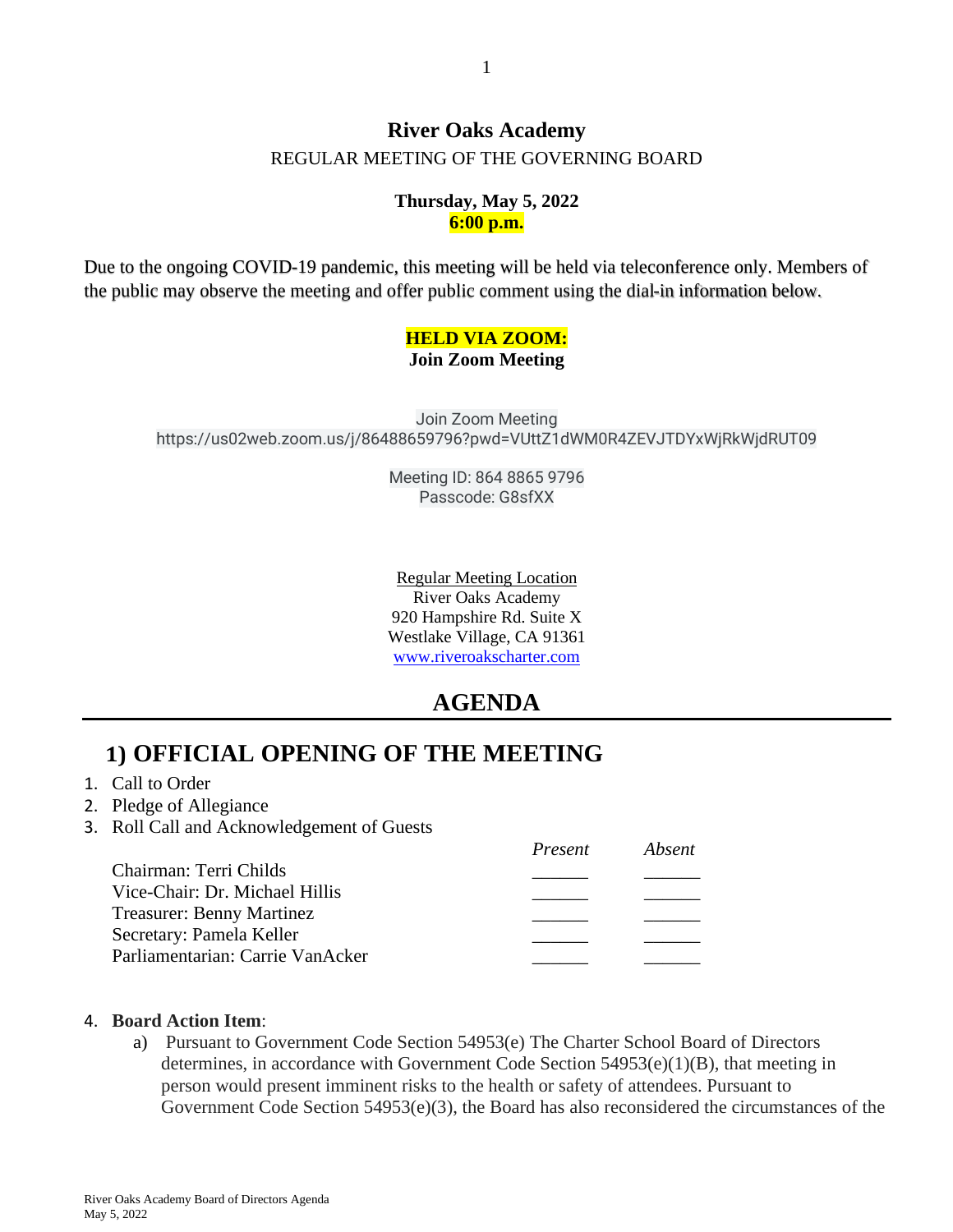# River Oaks Academy

REGULAR MEETING OF THE GOVERNING BOARD

**Thursday, May 5, 2022**
**6:00 p.m.**

Due to the ongoing COVID-19 pandemic, this meeting will be held via teleconference only. Members of the public may observe the meeting and offer public comment using the dial-in information below.

**HELD VIA ZOOM:**
**Join Zoom Meeting**

Join Zoom Meeting
https://us02web.zoom.us/j/86488659796?pwd=VUttZ1dWM0R4ZEVJTDYxWjRkWjdRUT09

Meeting ID: 864 8865 9796
Passcode: G8sfXX

Regular Meeting Location
River Oaks Academy
920 Hampshire Rd. Suite X
Westlake Village, CA 91361
www.riveroakscharter.com

## AGENDA

## 1) OFFICIAL OPENING OF THE MEETING

1. Call to Order
2. Pledge of Allegiance
3. Roll Call and Acknowledgement of Guests

| | *Present* | *Absent* |
|---|---|---|
| Chairman: Terri Childs | ______ | ______ |
| Vice-Chair: Dr. Michael Hillis | ______ | ______ |
| Treasurer: Benny Martinez | ______ | ______ |
| Secretary: Pamela Keller | ______ | ______ |
| Parliamentarian: Carrie VanAcker | ______ | ______ |

4. **Board Action Item**:
   a) Pursuant to Government Code Section 54953(e) The Charter School Board of Directors determines, in accordance with Government Code Section 54953(e)(1)(B), that meeting in person would present imminent risks to the health or safety of attendees. Pursuant to Government Code Section 54953(e)(3), the Board has also reconsidered the circumstances of the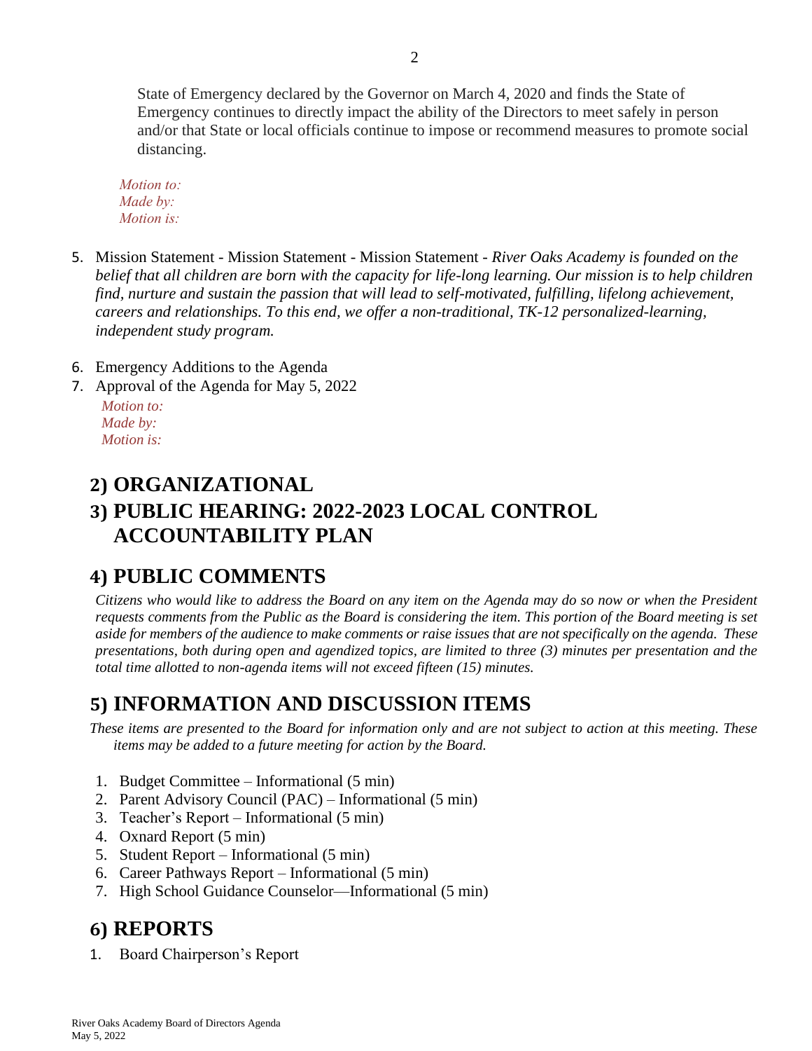State of Emergency declared by the Governor on March 4, 2020 and finds the State of Emergency continues to directly impact the ability of the Directors to meet safely in person and/or that State or local officials continue to impose or recommend measures to promote social distancing.

*Motion to:*
*Made by:*
*Motion is:*

5. Mission Statement - Mission Statement - Mission Statement - *River Oaks Academy is founded on the belief that all children are born with the capacity for life-long learning. Our mission is to help children find, nurture and sustain the passion that will lead to self-motivated, fulfilling, lifelong achievement, careers and relationships. To this end, we offer a non-traditional, TK-12 personalized-learning, independent study program.*

6. Emergency Additions to the Agenda
7. Approval of the Agenda for May 5, 2022

*Motion to:*
*Made by:*
*Motion is:*

## 2) ORGANIZATIONAL

## 3) PUBLIC HEARING: 2022-2023 LOCAL CONTROL ACCOUNTABILITY PLAN

## 4) PUBLIC COMMENTS

*Citizens who would like to address the Board on any item on the Agenda may do so now or when the President requests comments from the Public as the Board is considering the item. This portion of the Board meeting is set aside for members of the audience to make comments or raise issues that are not specifically on the agenda. These presentations, both during open and agendized topics, are limited to three (3) minutes per presentation and the total time allotted to non-agenda items will not exceed fifteen (15) minutes.*

## 5) INFORMATION AND DISCUSSION ITEMS

*These items are presented to the Board for information only and are not subject to action at this meeting. These items may be added to a future meeting for action by the Board.*

1. Budget Committee – Informational (5 min)
2. Parent Advisory Council (PAC) – Informational (5 min)
3. Teacher's Report – Informational (5 min)
4. Oxnard Report (5 min)
5. Student Report – Informational (5 min)
6. Career Pathways Report – Informational (5 min)
7. High School Guidance Counselor—Informational (5 min)

## 6) REPORTS

1. Board Chairperson's Report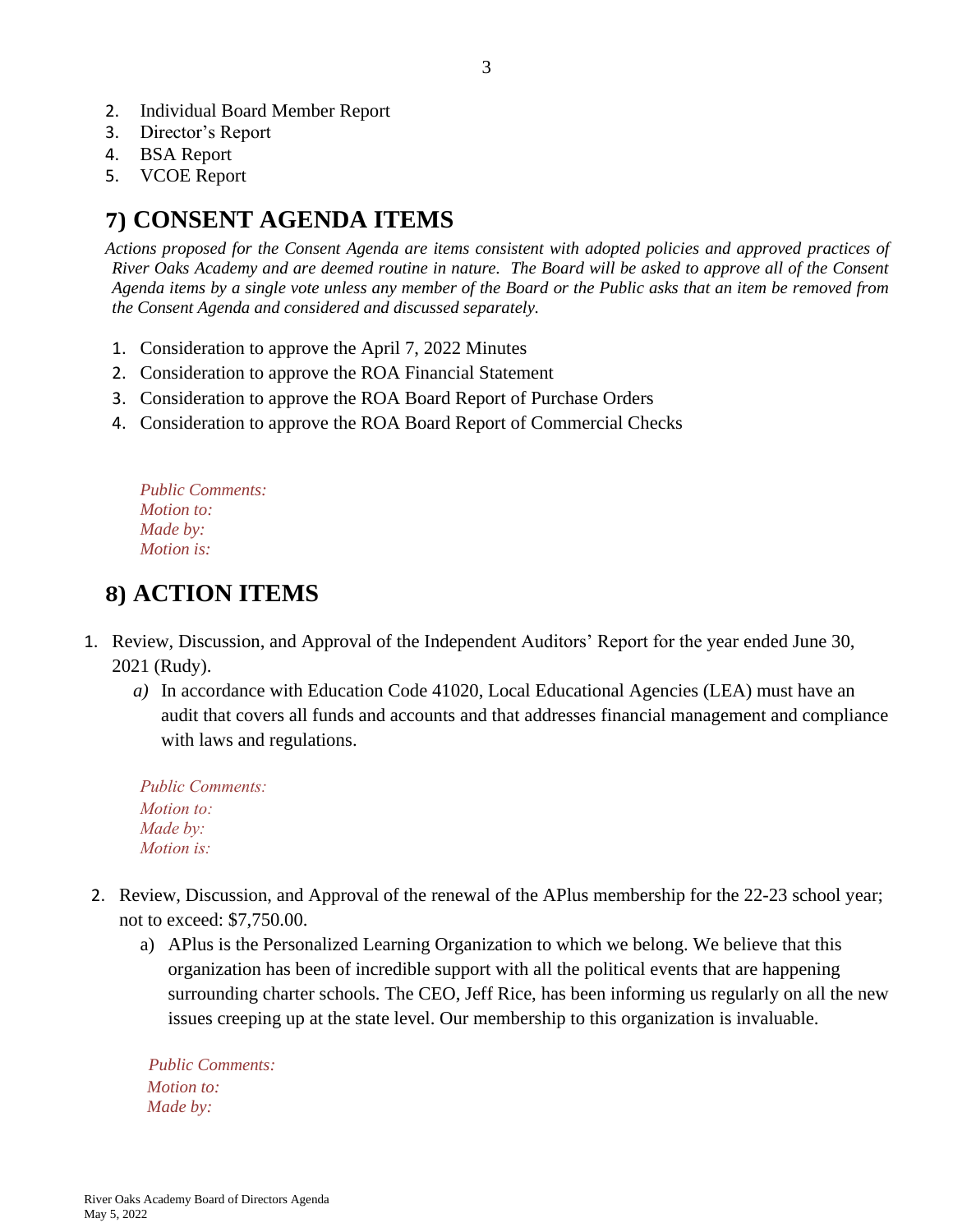2. Individual Board Member Report
3. Director's Report
4. BSA Report
5. VCOE Report

## 7) CONSENT AGENDA ITEMS

*Actions proposed for the Consent Agenda are items consistent with adopted policies and approved practices of River Oaks Academy and are deemed routine in nature. The Board will be asked to approve all of the Consent Agenda items by a single vote unless any member of the Board or the Public asks that an item be removed from the Consent Agenda and considered and discussed separately.*

1. Consideration to approve the April 7, 2022 Minutes
2. Consideration to approve the ROA Financial Statement
3. Consideration to approve the ROA Board Report of Purchase Orders
4. Consideration to approve the ROA Board Report of Commercial Checks

*Public Comments:*
*Motion to:*
*Made by:*
*Motion is:*

## 8) ACTION ITEMS

1. Review, Discussion, and Approval of the Independent Auditors' Report for the year ended June 30, 2021 (Rudy).
   *a)* In accordance with Education Code 41020, Local Educational Agencies (LEA) must have an audit that covers all funds and accounts and that addresses financial management and compliance with laws and regulations.

*Public Comments:*
*Motion to:*
*Made by:*
*Motion is:*

2. Review, Discussion, and Approval of the renewal of the APlus membership for the 22-23 school year; not to exceed: $7,750.00.
   a) APlus is the Personalized Learning Organization to which we belong. We believe that this organization has been of incredible support with all the political events that are happening surrounding charter schools. The CEO, Jeff Rice, has been informing us regularly on all the new issues creeping up at the state level. Our membership to this organization is invaluable.

*Public Comments:*
*Motion to:*
*Made by:*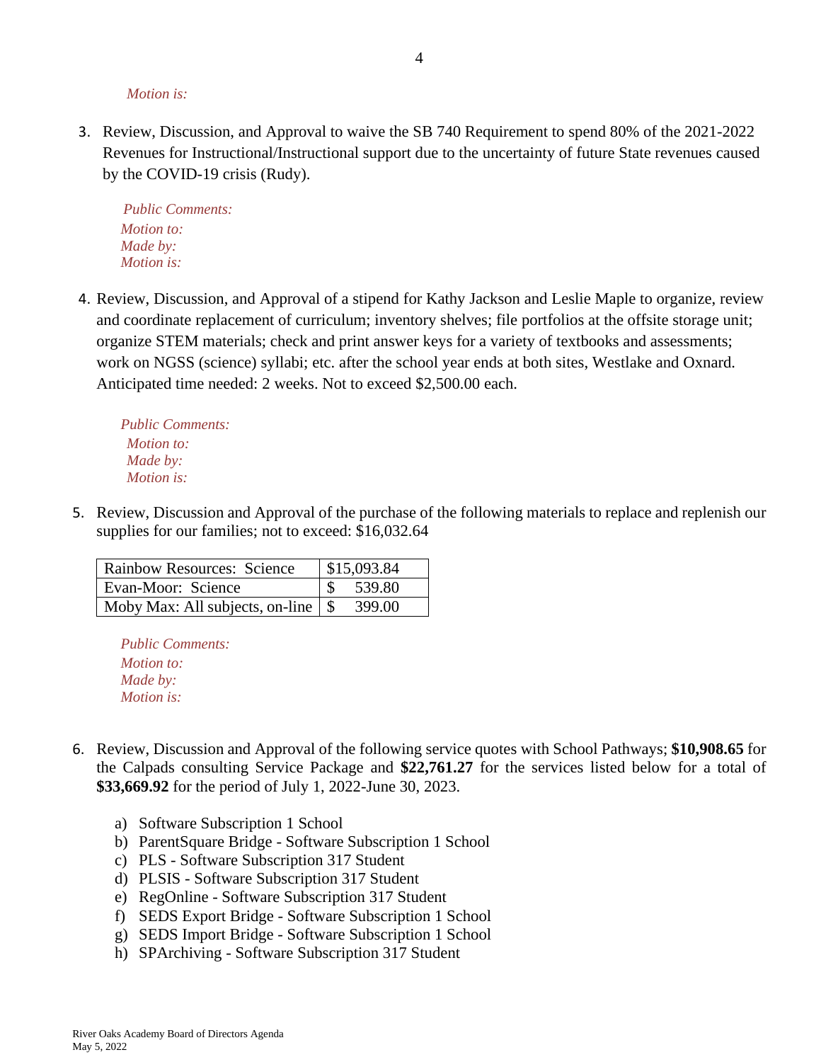*Motion is:*

3. Review, Discussion, and Approval to waive the SB 740 Requirement to spend 80% of the 2021-2022 Revenues for Instructional/Instructional support due to the uncertainty of future State revenues caused by the COVID-19 crisis (Rudy).

   *Public Comments:*
   *Motion to:*
   *Made by:*
   *Motion is:*

4. Review, Discussion, and Approval of a stipend for Kathy Jackson and Leslie Maple to organize, review and coordinate replacement of curriculum; inventory shelves; file portfolios at the offsite storage unit; organize STEM materials; check and print answer keys for a variety of textbooks and assessments; work on NGSS (science) syllabi; etc. after the school year ends at both sites, Westlake and Oxnard. Anticipated time needed: 2 weeks. Not to exceed $2,500.00 each.

   *Public Comments:*
   *Motion to:*
   *Made by:*
   *Motion is:*

5. Review, Discussion and Approval of the purchase of the following materials to replace and replenish our supplies for our families; not to exceed: $16,032.64

| | |
|---|---|
| Rainbow Resources: Science | $15,093.84 |
| Evan-Moor: Science | $ 539.80 |
| Moby Max: All subjects, on-line | $ 399.00 |

   *Public Comments:*
   *Motion to:*
   *Made by:*
   *Motion is:*

6. Review, Discussion and Approval of the following service quotes with School Pathways; **$10,908.65** for the Calpads consulting Service Package and **$22,761.27** for the services listed below for a total of **$33,669.92** for the period of July 1, 2022-June 30, 2023.

   a) Software Subscription 1 School
   b) ParentSquare Bridge - Software Subscription 1 School
   c) PLS - Software Subscription 317 Student
   d) PLSIS - Software Subscription 317 Student
   e) RegOnline - Software Subscription 317 Student
   f) SEDS Export Bridge - Software Subscription 1 School
   g) SEDS Import Bridge - Software Subscription 1 School
   h) SPArchiving - Software Subscription 317 Student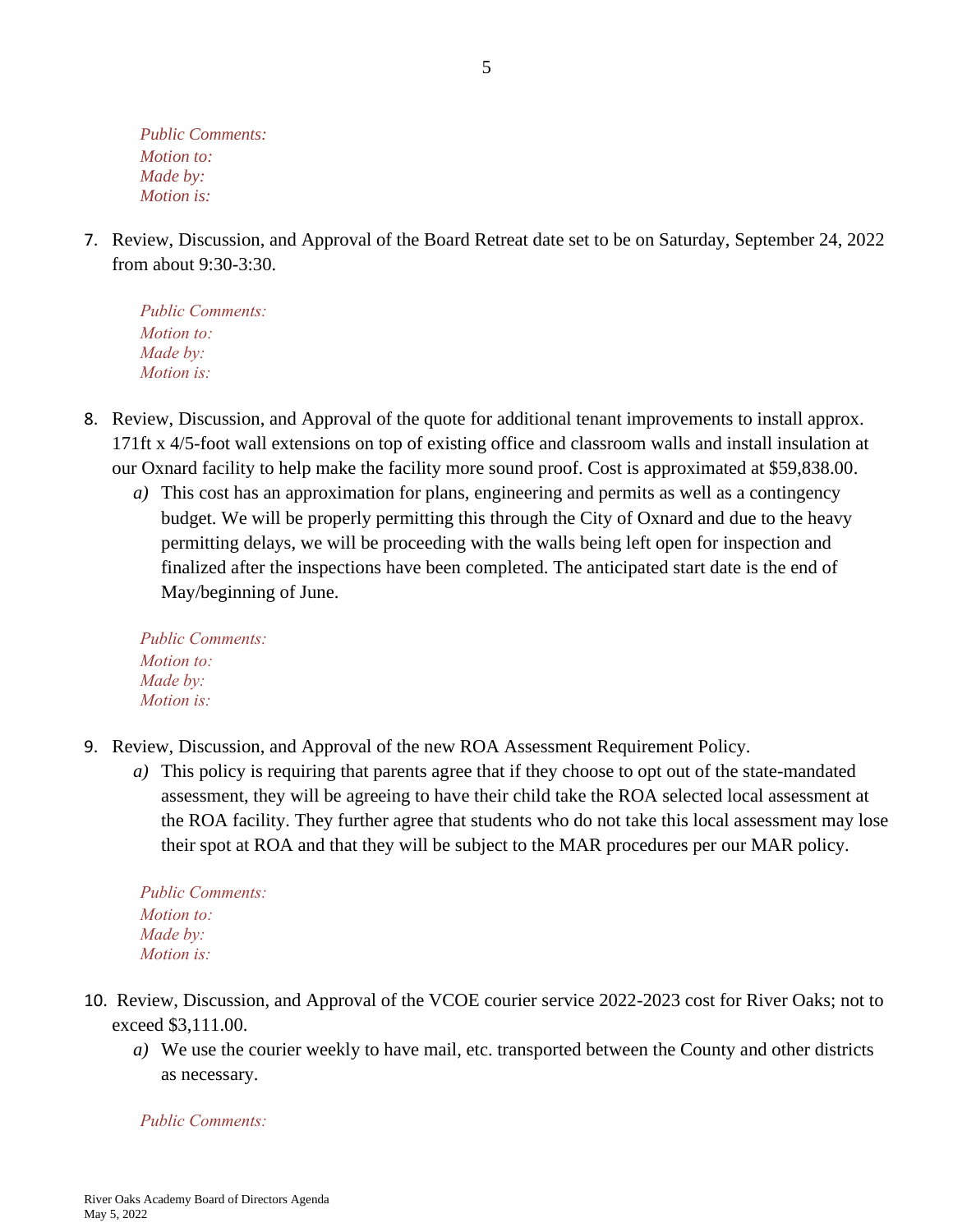*Public Comments:*
*Motion to:*
*Made by:*
*Motion is:*

7. Review, Discussion, and Approval of the Board Retreat date set to be on Saturday, September 24, 2022 from about 9:30-3:30.

   *Public Comments:*
   *Motion to:*
   *Made by:*
   *Motion is:*

8. Review, Discussion, and Approval of the quote for additional tenant improvements to install approx. 171ft x 4/5-foot wall extensions on top of existing office and classroom walls and install insulation at our Oxnard facility to help make the facility more sound proof. Cost is approximated at $59,838.00.
   *a)* This cost has an approximation for plans, engineering and permits as well as a contingency budget. We will be properly permitting this through the City of Oxnard and due to the heavy permitting delays, we will be proceeding with the walls being left open for inspection and finalized after the inspections have been completed. The anticipated start date is the end of May/beginning of June.

   *Public Comments:*
   *Motion to:*
   *Made by:*
   *Motion is:*

9. Review, Discussion, and Approval of the new ROA Assessment Requirement Policy.
   *a)* This policy is requiring that parents agree that if they choose to opt out of the state-mandated assessment, they will be agreeing to have their child take the ROA selected local assessment at the ROA facility. They further agree that students who do not take this local assessment may lose their spot at ROA and that they will be subject to the MAR procedures per our MAR policy.

   *Public Comments:*
   *Motion to:*
   *Made by:*
   *Motion is:*

10. Review, Discussion, and Approval of the VCOE courier service 2022-2023 cost for River Oaks; not to exceed $3,111.00.
    *a)* We use the courier weekly to have mail, etc. transported between the County and other districts as necessary.

    *Public Comments:*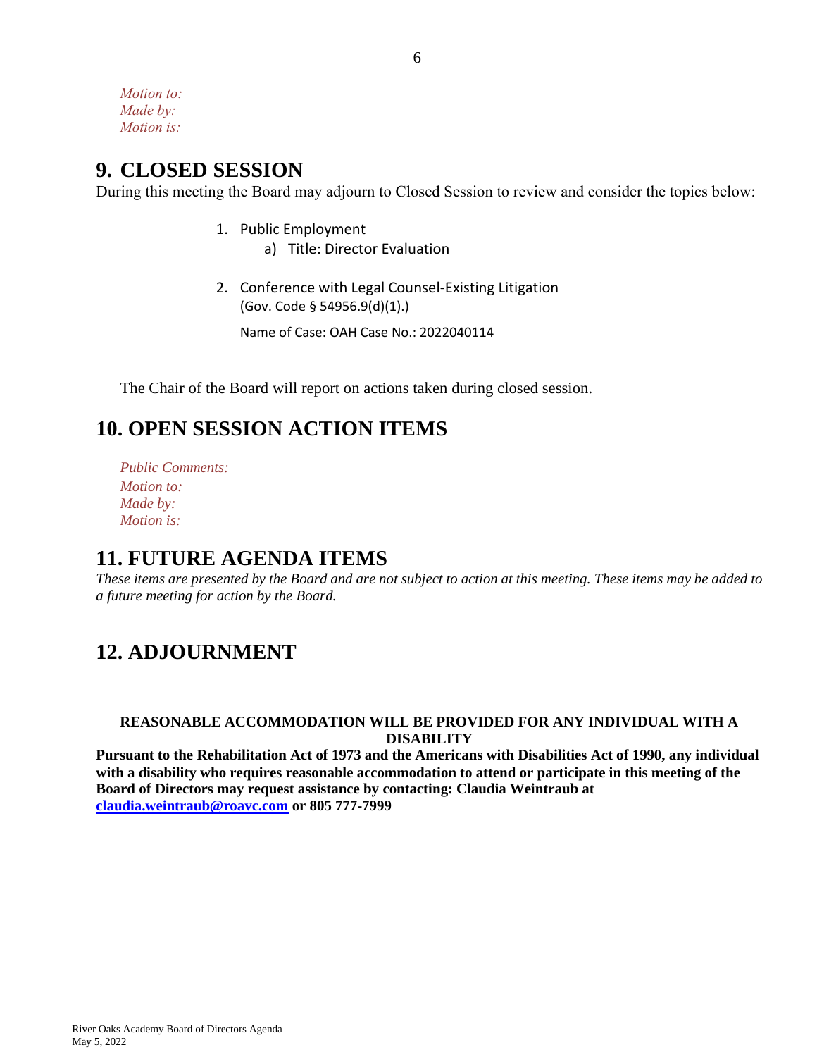*Motion to:*
*Made by:*
*Motion is:*

## 9. CLOSED SESSION

During this meeting the Board may adjourn to Closed Session to review and consider the topics below:

1. Public Employment
   a) Title: Director Evaluation

2. Conference with Legal Counsel-Existing Litigation
   (Gov. Code § 54956.9(d)(1).)

   Name of Case: OAH Case No.: 2022040114

The Chair of the Board will report on actions taken during closed session.

## 10. OPEN SESSION ACTION ITEMS

*Public Comments:*
*Motion to:*
*Made by:*
*Motion is:*

## 11. FUTURE AGENDA ITEMS

*These items are presented by the Board and are not subject to action at this meeting. These items may be added to a future meeting for action by the Board.*

## 12. ADJOURNMENT

**REASONABLE ACCOMMODATION WILL BE PROVIDED FOR ANY INDIVIDUAL WITH A DISABILITY**

**Pursuant to the Rehabilitation Act of 1973 and the Americans with Disabilities Act of 1990, any individual with a disability who requires reasonable accommodation to attend or participate in this meeting of the Board of Directors may request assistance by contacting: Claudia Weintraub at claudia.weintraub@roavc.com or 805 777-7999**